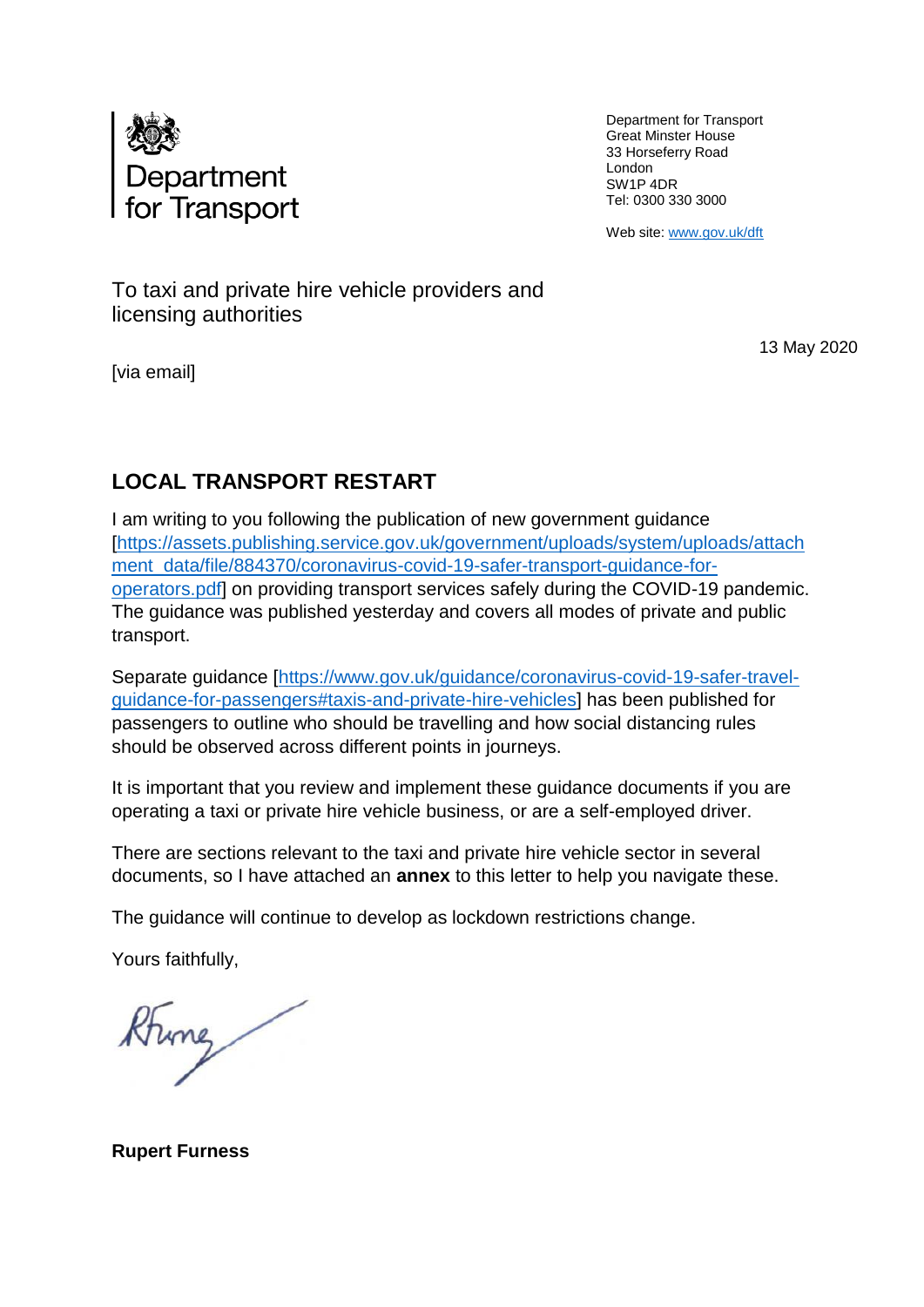Department for Transport

Department for Transport
Great Minster House
33 Horseferry Road
London
SW1P 4DR
Tel: 0300 330 3000

Web site: [www.gov.uk/dft](http://www.gov.uk/dft)

To taxi and private hire vehicle providers and licensing authorities

13 May 2020

[via email]

## LOCAL TRANSPORT RESTART

I am writing to you following the publication of new government guidance [[https://assets.publishing.service.gov.uk/government/uploads/system/uploads/attachment_data/file/884370/coronavirus-covid-19-safer-transport-guidance-for-operators.pdf](https://assets.publishing.service.gov.uk/government/uploads/system/uploads/attachment_data/file/884370/coronavirus-covid-19-safer-transport-guidance-for-operators.pdf)] on providing transport services safely during the COVID-19 pandemic. The guidance was published yesterday and covers all modes of private and public transport.

Separate guidance [[https://www.gov.uk/guidance/coronavirus-covid-19-safer-travel-guidance-for-passengers#taxis-and-private-hire-vehicles](https://www.gov.uk/guidance/coronavirus-covid-19-safer-travel-guidance-for-passengers#taxis-and-private-hire-vehicles)] has been published for passengers to outline who should be travelling and how social distancing rules should be observed across different points in journeys.

It is important that you review and implement these guidance documents if you are operating a taxi or private hire vehicle business, or are a self-employed driver.

There are sections relevant to the taxi and private hire vehicle sector in several documents, so I have attached an **annex** to this letter to help you navigate these.

The guidance will continue to develop as lockdown restrictions change.

Yours faithfully,

**Rupert Furness**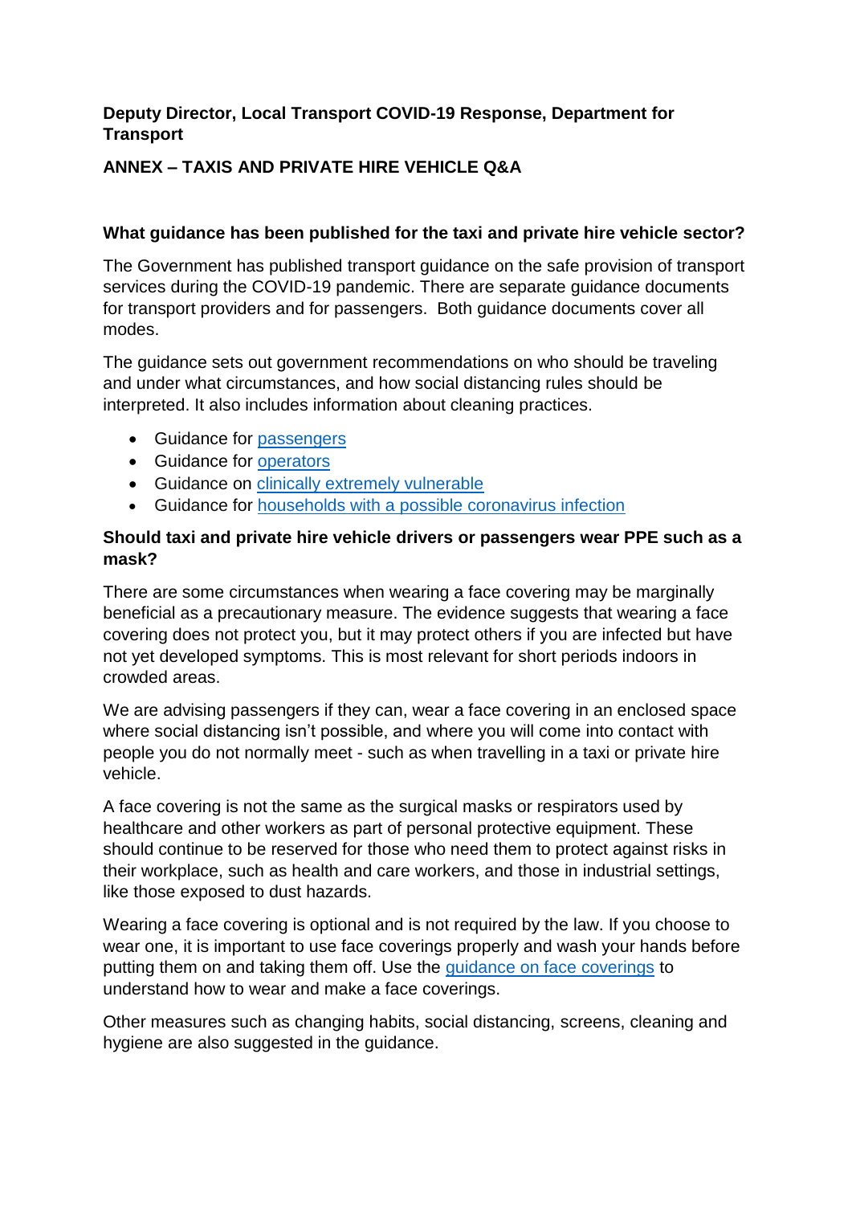**Deputy Director, Local Transport COVID-19 Response, Department for Transport**

**ANNEX – TAXIS AND PRIVATE HIRE VEHICLE Q&A**

### What guidance has been published for the taxi and private hire vehicle sector?

The Government has published transport guidance on the safe provision of transport services during the COVID-19 pandemic. There are separate guidance documents for transport providers and for passengers. Both guidance documents cover all modes.

The guidance sets out government recommendations on who should be traveling and under what circumstances, and how social distancing rules should be interpreted. It also includes information about cleaning practices.

- Guidance for passengers
- Guidance for operators
- Guidance on clinically extremely vulnerable
- Guidance for households with a possible coronavirus infection

### Should taxi and private hire vehicle drivers or passengers wear PPE such as a mask?

There are some circumstances when wearing a face covering may be marginally beneficial as a precautionary measure. The evidence suggests that wearing a face covering does not protect you, but it may protect others if you are infected but have not yet developed symptoms. This is most relevant for short periods indoors in crowded areas.

We are advising passengers if they can, wear a face covering in an enclosed space where social distancing isn't possible, and where you will come into contact with people you do not normally meet - such as when travelling in a taxi or private hire vehicle.

A face covering is not the same as the surgical masks or respirators used by healthcare and other workers as part of personal protective equipment. These should continue to be reserved for those who need them to protect against risks in their workplace, such as health and care workers, and those in industrial settings, like those exposed to dust hazards.

Wearing a face covering is optional and is not required by the law. If you choose to wear one, it is important to use face coverings properly and wash your hands before putting them on and taking them off. Use the guidance on face coverings to understand how to wear and make a face coverings.

Other measures such as changing habits, social distancing, screens, cleaning and hygiene are also suggested in the guidance.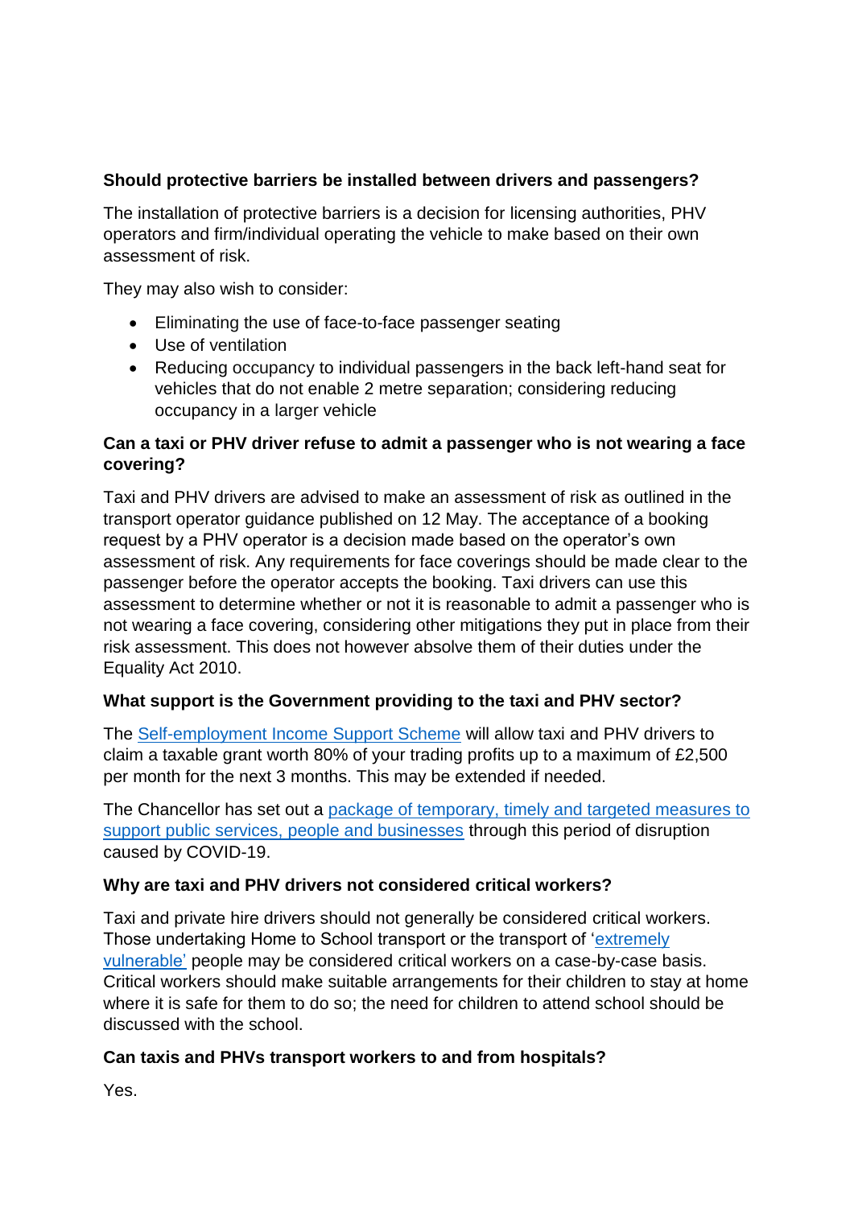**Should protective barriers be installed between drivers and passengers?**

The installation of protective barriers is a decision for licensing authorities, PHV operators and firm/individual operating the vehicle to make based on their own assessment of risk.

They may also wish to consider:

- Eliminating the use of face-to-face passenger seating
- Use of ventilation
- Reducing occupancy to individual passengers in the back left-hand seat for vehicles that do not enable 2 metre separation; considering reducing occupancy in a larger vehicle

**Can a taxi or PHV driver refuse to admit a passenger who is not wearing a face covering?**

Taxi and PHV drivers are advised to make an assessment of risk as outlined in the transport operator guidance published on 12 May. The acceptance of a booking request by a PHV operator is a decision made based on the operator's own assessment of risk. Any requirements for face coverings should be made clear to the passenger before the operator accepts the booking. Taxi drivers can use this assessment to determine whether or not it is reasonable to admit a passenger who is not wearing a face covering, considering other mitigations they put in place from their risk assessment. This does not however absolve them of their duties under the Equality Act 2010.

**What support is the Government providing to the taxi and PHV sector?**

The Self-employment Income Support Scheme will allow taxi and PHV drivers to claim a taxable grant worth 80% of your trading profits up to a maximum of £2,500 per month for the next 3 months. This may be extended if needed.

The Chancellor has set out a package of temporary, timely and targeted measures to support public services, people and businesses through this period of disruption caused by COVID-19.

**Why are taxi and PHV drivers not considered critical workers?**

Taxi and private hire drivers should not generally be considered critical workers. Those undertaking Home to School transport or the transport of 'extremely vulnerable' people may be considered critical workers on a case-by-case basis. Critical workers should make suitable arrangements for their children to stay at home where it is safe for them to do so; the need for children to attend school should be discussed with the school.

**Can taxis and PHVs transport workers to and from hospitals?**

Yes.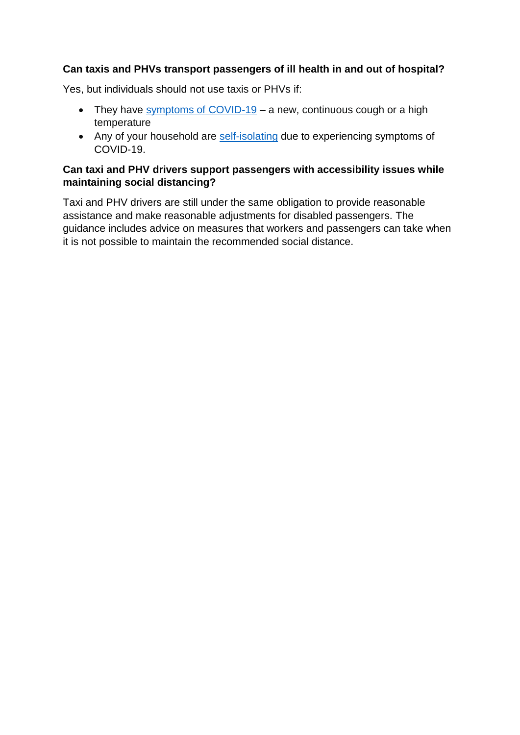**Can taxis and PHVs transport passengers of ill health in and out of hospital?**

Yes, but individuals should not use taxis or PHVs if:

- They have symptoms of COVID-19 – a new, continuous cough or a high temperature
- Any of your household are self-isolating due to experiencing symptoms of COVID-19.

**Can taxi and PHV drivers support passengers with accessibility issues while maintaining social distancing?**

Taxi and PHV drivers are still under the same obligation to provide reasonable assistance and make reasonable adjustments for disabled passengers. The guidance includes advice on measures that workers and passengers can take when it is not possible to maintain the recommended social distance.